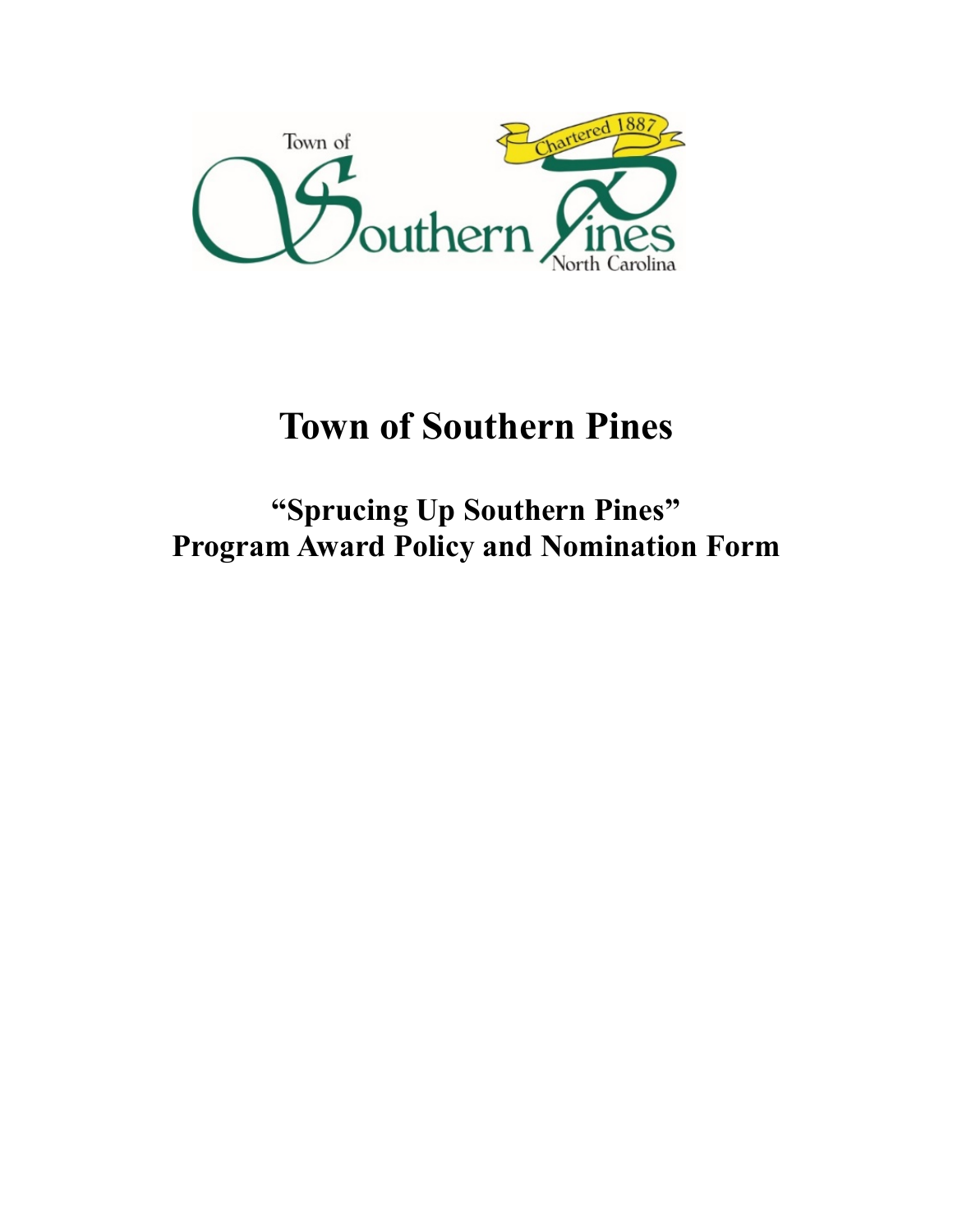# Town of Southern Pines

## "Sprucing Up Southern Pines"
## Program Award Policy and Nomination Form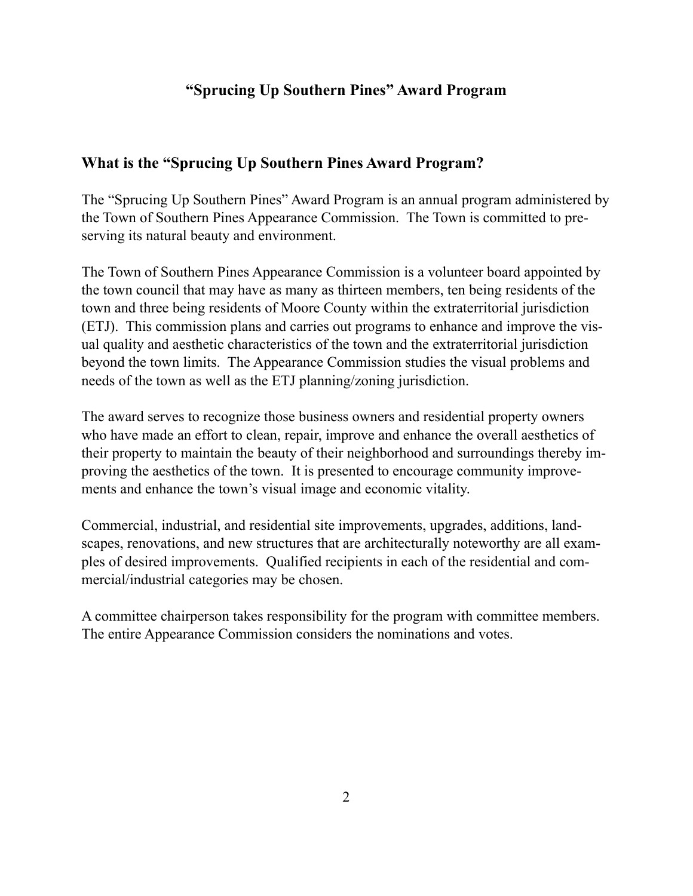# "Sprucing Up Southern Pines" Award Program

## What is the "Sprucing Up Southern Pines Award Program?

The "Sprucing Up Southern Pines" Award Program is an annual program administered by the Town of Southern Pines Appearance Commission. The Town is committed to preserving its natural beauty and environment.

The Town of Southern Pines Appearance Commission is a volunteer board appointed by the town council that may have as many as thirteen members, ten being residents of the town and three being residents of Moore County within the extraterritorial jurisdiction (ETJ). This commission plans and carries out programs to enhance and improve the visual quality and aesthetic characteristics of the town and the extraterritorial jurisdiction beyond the town limits. The Appearance Commission studies the visual problems and needs of the town as well as the ETJ planning/zoning jurisdiction.

The award serves to recognize those business owners and residential property owners who have made an effort to clean, repair, improve and enhance the overall aesthetics of their property to maintain the beauty of their neighborhood and surroundings thereby improving the aesthetics of the town. It is presented to encourage community improvements and enhance the town's visual image and economic vitality.

Commercial, industrial, and residential site improvements, upgrades, additions, landscapes, renovations, and new structures that are architecturally noteworthy are all examples of desired improvements. Qualified recipients in each of the residential and commercial/industrial categories may be chosen.

A committee chairperson takes responsibility for the program with committee members. The entire Appearance Commission considers the nominations and votes.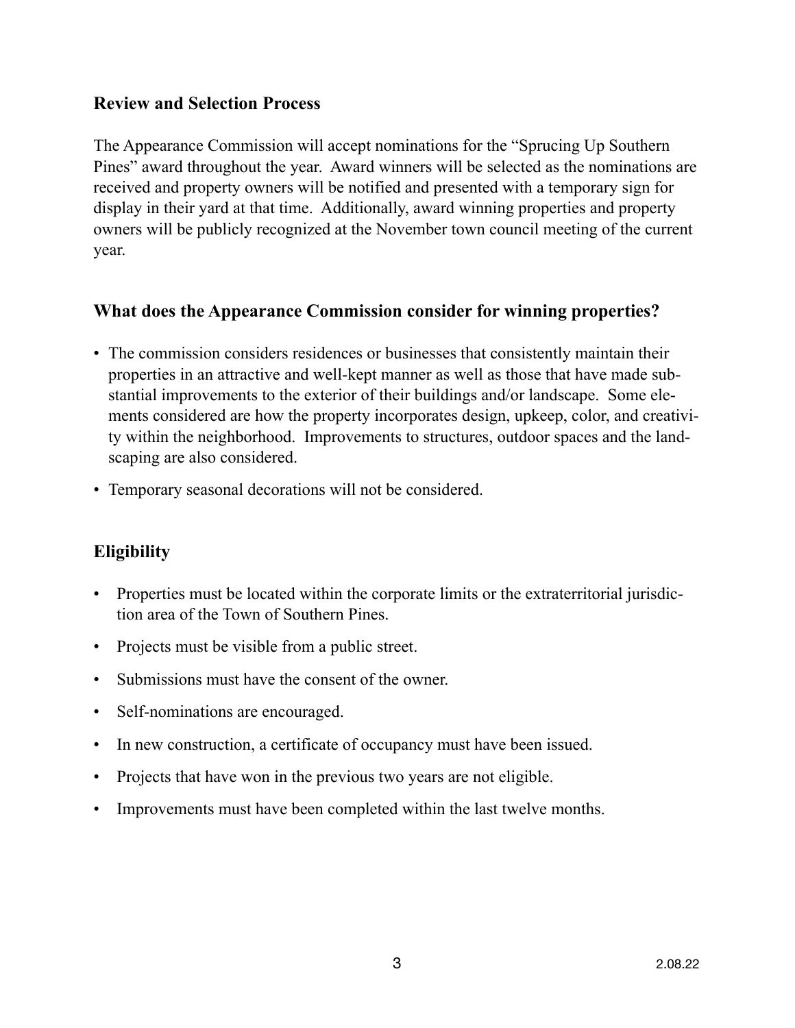## Review and Selection Process

The Appearance Commission will accept nominations for the "Sprucing Up Southern Pines" award throughout the year. Award winners will be selected as the nominations are received and property owners will be notified and presented with a temporary sign for display in their yard at that time. Additionally, award winning properties and property owners will be publicly recognized at the November town council meeting of the current year.

## What does the Appearance Commission consider for winning properties?

- The commission considers residences or businesses that consistently maintain their properties in an attractive and well-kept manner as well as those that have made substantial improvements to the exterior of their buildings and/or landscape. Some elements considered are how the property incorporates design, upkeep, color, and creativity within the neighborhood. Improvements to structures, outdoor spaces and the landscaping are also considered.
- Temporary seasonal decorations will not be considered.

## Eligibility

- Properties must be located within the corporate limits or the extraterritorial jurisdiction area of the Town of Southern Pines.
- Projects must be visible from a public street.
- Submissions must have the consent of the owner.
- Self-nominations are encouraged.
- In new construction, a certificate of occupancy must have been issued.
- Projects that have won in the previous two years are not eligible.
- Improvements must have been completed within the last twelve months.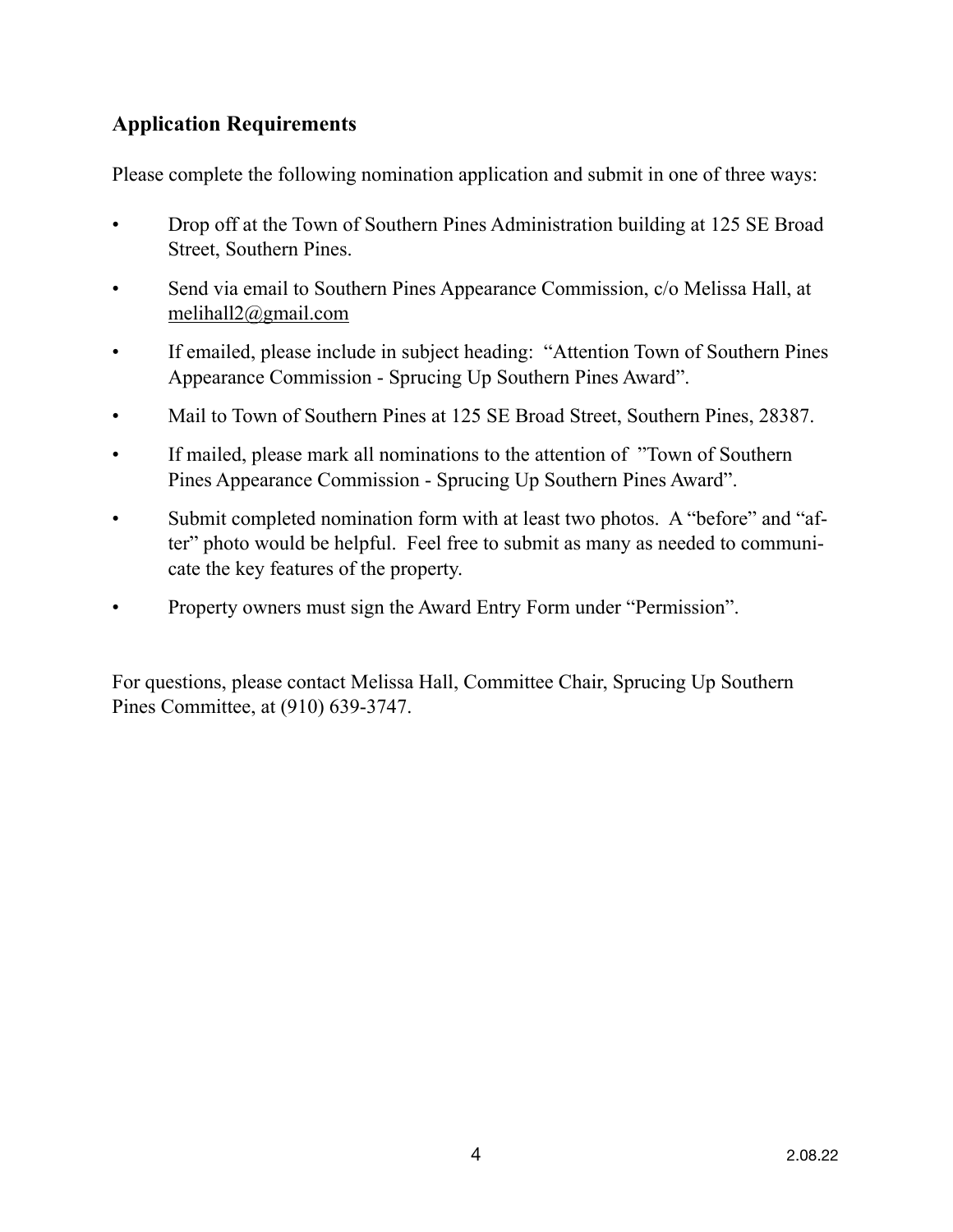## Application Requirements

Please complete the following nomination application and submit in one of three ways:

- Drop off at the Town of Southern Pines Administration building at 125 SE Broad Street, Southern Pines.
- Send via email to Southern Pines Appearance Commission, c/o Melissa Hall, at melihall2@gmail.com
- If emailed, please include in subject heading: "Attention Town of Southern Pines Appearance Commission - Sprucing Up Southern Pines Award".
- Mail to Town of Southern Pines at 125 SE Broad Street, Southern Pines, 28387.
- If mailed, please mark all nominations to the attention of "Town of Southern Pines Appearance Commission - Sprucing Up Southern Pines Award".
- Submit completed nomination form with at least two photos. A "before" and "after" photo would be helpful. Feel free to submit as many as needed to communicate the key features of the property.
- Property owners must sign the Award Entry Form under "Permission".

For questions, please contact Melissa Hall, Committee Chair, Sprucing Up Southern Pines Committee, at (910) 639-3747.

2.08.22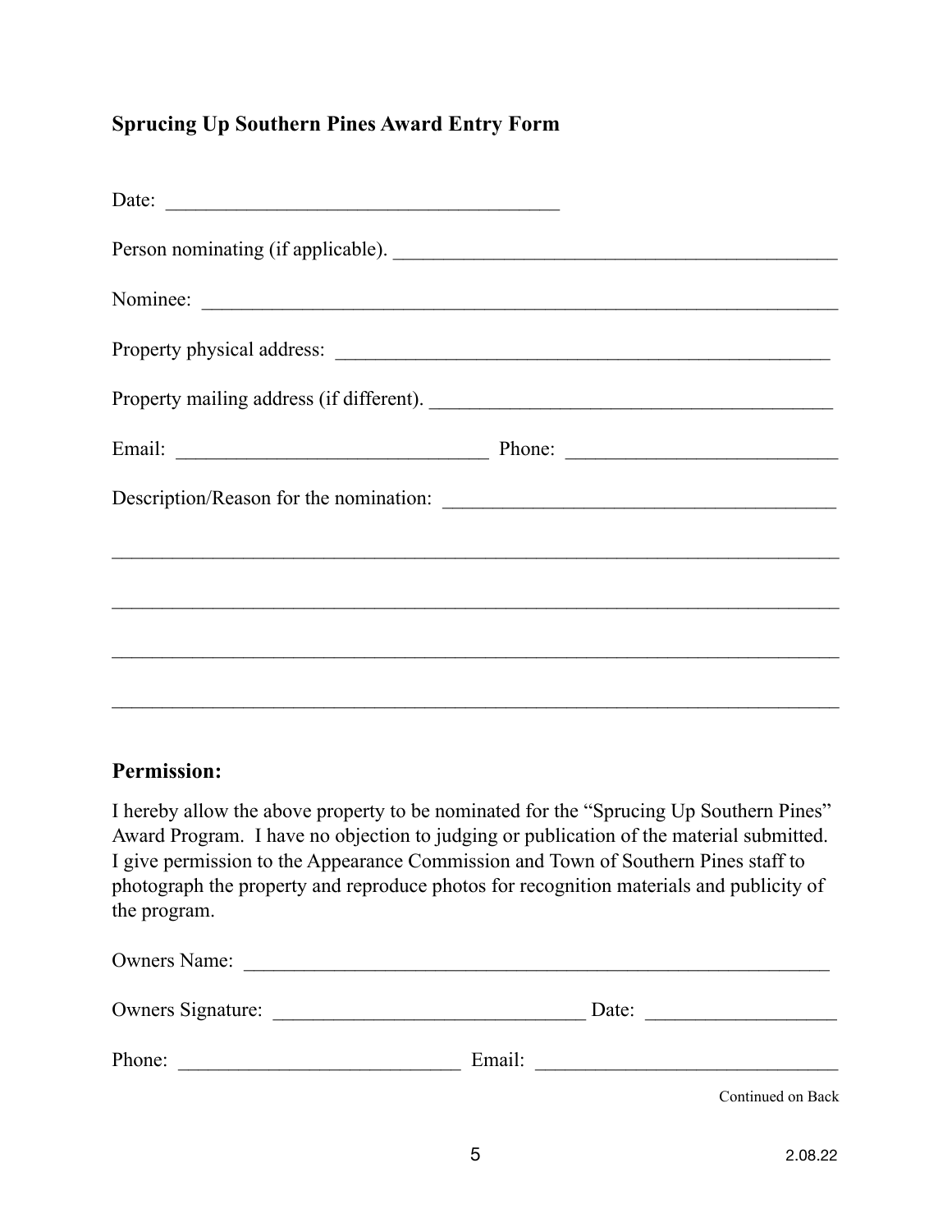## Sprucing Up Southern Pines Award Entry Form

Date: ______________________________________

Person nominating (if applicable). ____________________________________________

Nominee: _________________________________________________________________

Property physical address: ____________________________________________________

Property mailing address (if different). _______________________________________

Email: ______________________________ Phone: __________________________

Description/Reason for the nomination: _______________________________________

___________________________________________________________________________

___________________________________________________________________________

___________________________________________________________________________

___________________________________________________________________________

## Permission:

I hereby allow the above property to be nominated for the "Sprucing Up Southern Pines" Award Program. I have no objection to judging or publication of the material submitted. I give permission to the Appearance Commission and Town of Southern Pines staff to photograph the property and reproduce photos for recognition materials and publicity of the program.

Owners Name: _______________________________________________________

Owners Signature: _____________________________ Date: __________________

Phone: ___________________________ Email: _____________________________

Continued on Back

2.08.22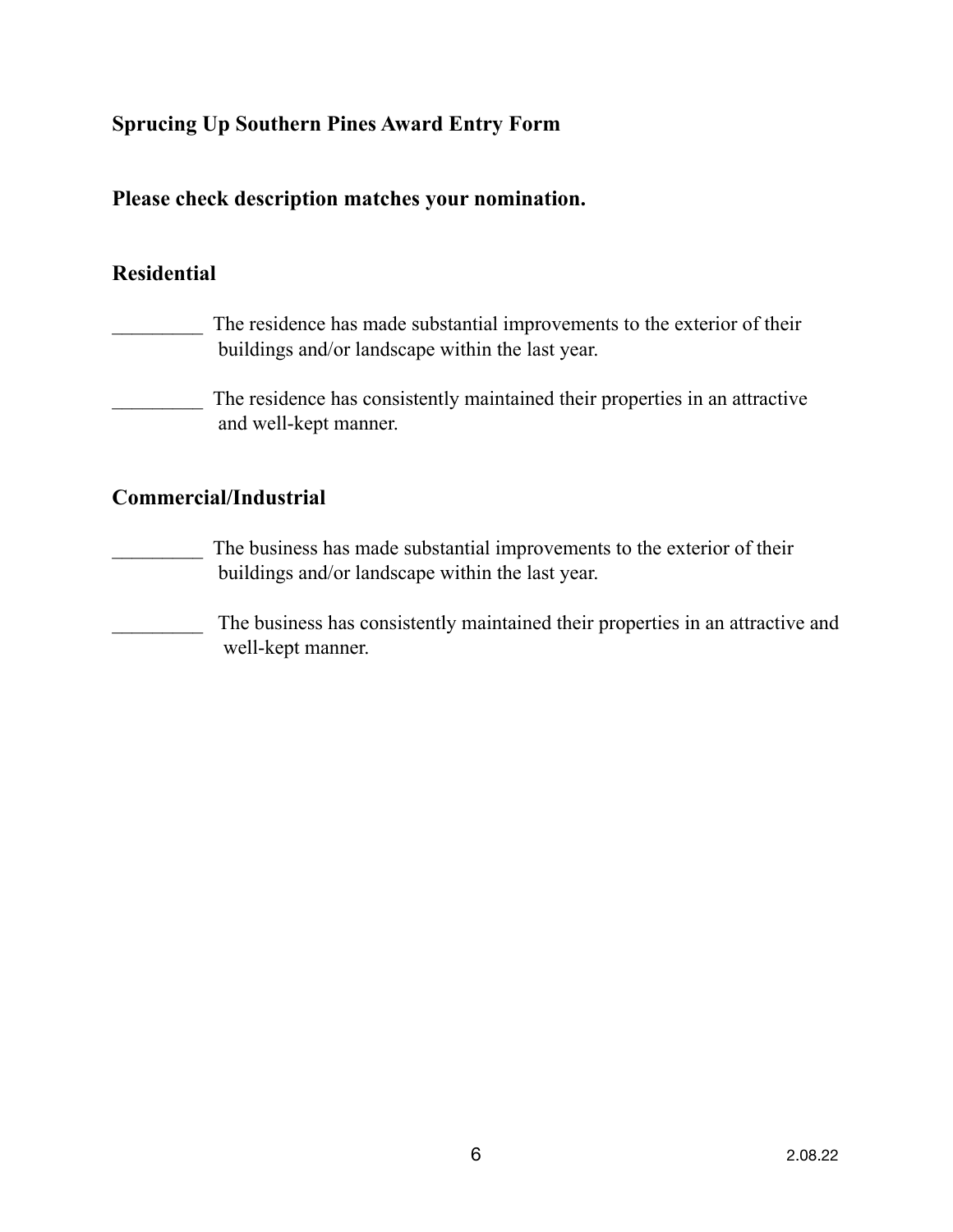**Sprucing Up Southern Pines Award Entry Form**

**Please check description matches your nomination.**

**Residential**

_________ The residence has made substantial improvements to the exterior of their buildings and/or landscape within the last year.

_________ The residence has consistently maintained their properties in an attractive and well-kept manner.

**Commercial/Industrial**

_________ The business has made substantial improvements to the exterior of their buildings and/or landscape within the last year.

_________ The business has consistently maintained their properties in an attractive and well-kept manner.

2.08.22